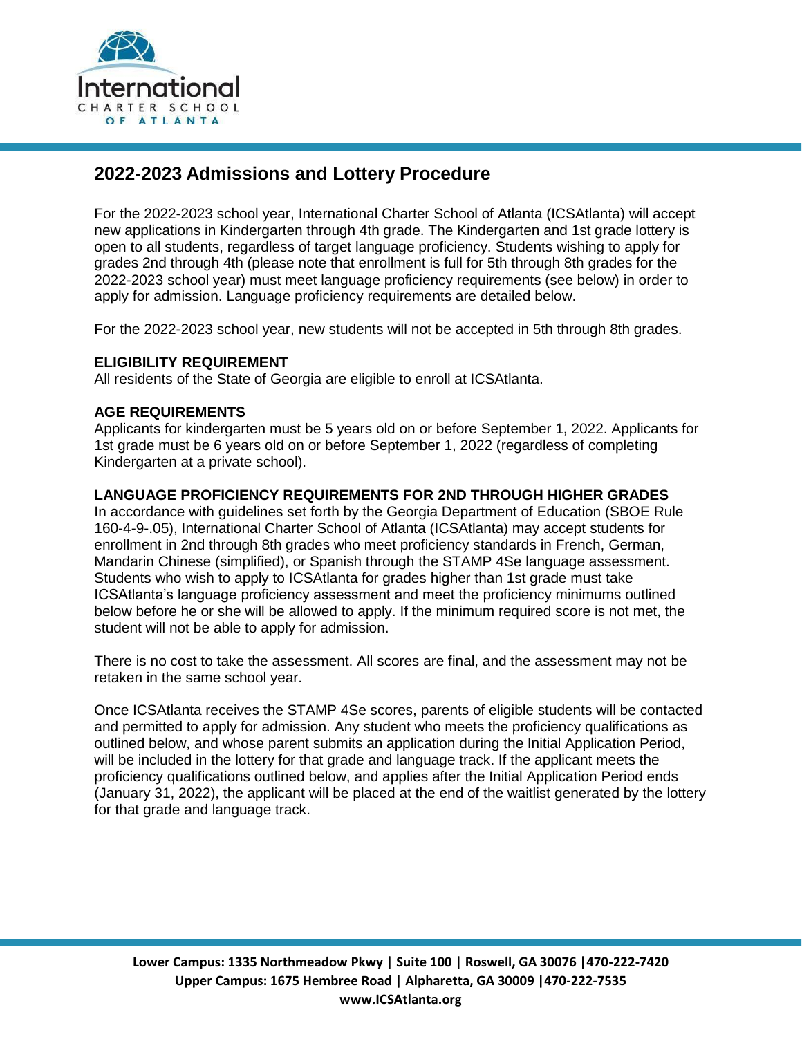# 2022-2023 Admissions and Lottery Procedure

For the 2022-2023 school year, International Charter School of Atlanta (ICSAtlanta) will accept new applications in Kindergarten through 4th grade. The Kindergarten and 1st grade lottery is open to all students, regardless of target language proficiency. Students wishing to apply for grades 2nd through 4th (please note that enrollment is full for 5th through 8th grades for the 2022-2023 school year) must meet language proficiency requirements (see below) in order to apply for admission. Language proficiency requirements are detailed below.

For the 2022-2023 school year, new students will not be accepted in 5th through 8th grades.

**ELIGIBILITY REQUIREMENT**

All residents of the State of Georgia are eligible to enroll at ICSAtlanta.

**AGE REQUIREMENTS**

Applicants for kindergarten must be 5 years old on or before September 1, 2022. Applicants for 1st grade must be 6 years old on or before September 1, 2022 (regardless of completing Kindergarten at a private school).

**LANGUAGE PROFICIENCY REQUIREMENTS FOR 2ND THROUGH HIGHER GRADES**

In accordance with guidelines set forth by the Georgia Department of Education (SBOE Rule 160-4-9-.05), International Charter School of Atlanta (ICSAtlanta) may accept students for enrollment in 2nd through 8th grades who meet proficiency standards in French, German, Mandarin Chinese (simplified), or Spanish through the STAMP 4Se language assessment. Students who wish to apply to ICSAtlanta for grades higher than 1st grade must take ICSAtlanta's language proficiency assessment and meet the proficiency minimums outlined below before he or she will be allowed to apply. If the minimum required score is not met, the student will not be able to apply for admission.

There is no cost to take the assessment. All scores are final, and the assessment may not be retaken in the same school year.

Once ICSAtlanta receives the STAMP 4Se scores, parents of eligible students will be contacted and permitted to apply for admission. Any student who meets the proficiency qualifications as outlined below, and whose parent submits an application during the Initial Application Period, will be included in the lottery for that grade and language track. If the applicant meets the proficiency qualifications outlined below, and applies after the Initial Application Period ends (January 31, 2022), the applicant will be placed at the end of the waitlist generated by the lottery for that grade and language track.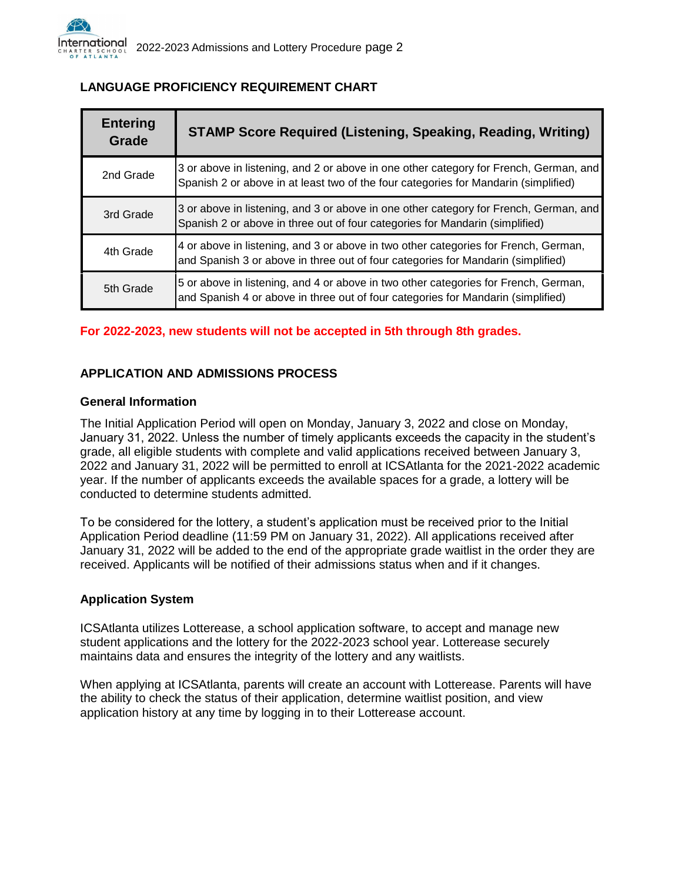## LANGUAGE PROFICIENCY REQUIREMENT CHART

| Entering Grade | STAMP Score Required (Listening, Speaking, Reading, Writing) |
|---|---|
| 2nd Grade | 3 or above in listening, and 2 or above in one other category for French, German, and Spanish 2 or above in at least two of the four categories for Mandarin (simplified) |
| 3rd Grade | 3 or above in listening, and 3 or above in one other category for French, German, and Spanish 2 or above in three out of four categories for Mandarin (simplified) |
| 4th Grade | 4 or above in listening, and 3 or above in two other categories for French, German, and Spanish 3 or above in three out of four categories for Mandarin (simplified) |
| 5th Grade | 5 or above in listening, and 4 or above in two other categories for French, German, and Spanish 4 or above in three out of four categories for Mandarin (simplified) |

**For 2022-2023, new students will not be accepted in 5th through 8th grades.**

## APPLICATION AND ADMISSIONS PROCESS

### General Information

The Initial Application Period will open on Monday, January 3, 2022 and close on Monday, January 31, 2022. Unless the number of timely applicants exceeds the capacity in the student's grade, all eligible students with complete and valid applications received between January 3, 2022 and January 31, 2022 will be permitted to enroll at ICSAtlanta for the 2021-2022 academic year. If the number of applicants exceeds the available spaces for a grade, a lottery will be conducted to determine students admitted.

To be considered for the lottery, a student's application must be received prior to the Initial Application Period deadline (11:59 PM on January 31, 2022). All applications received after January 31, 2022 will be added to the end of the appropriate grade waitlist in the order they are received. Applicants will be notified of their admissions status when and if it changes.

### Application System

ICSAtlanta utilizes Lotterease, a school application software, to accept and manage new student applications and the lottery for the 2022-2023 school year. Lotterease securely maintains data and ensures the integrity of the lottery and any waitlists.

When applying at ICSAtlanta, parents will create an account with Lotterease. Parents will have the ability to check the status of their application, determine waitlist position, and view application history at any time by logging in to their Lotterease account.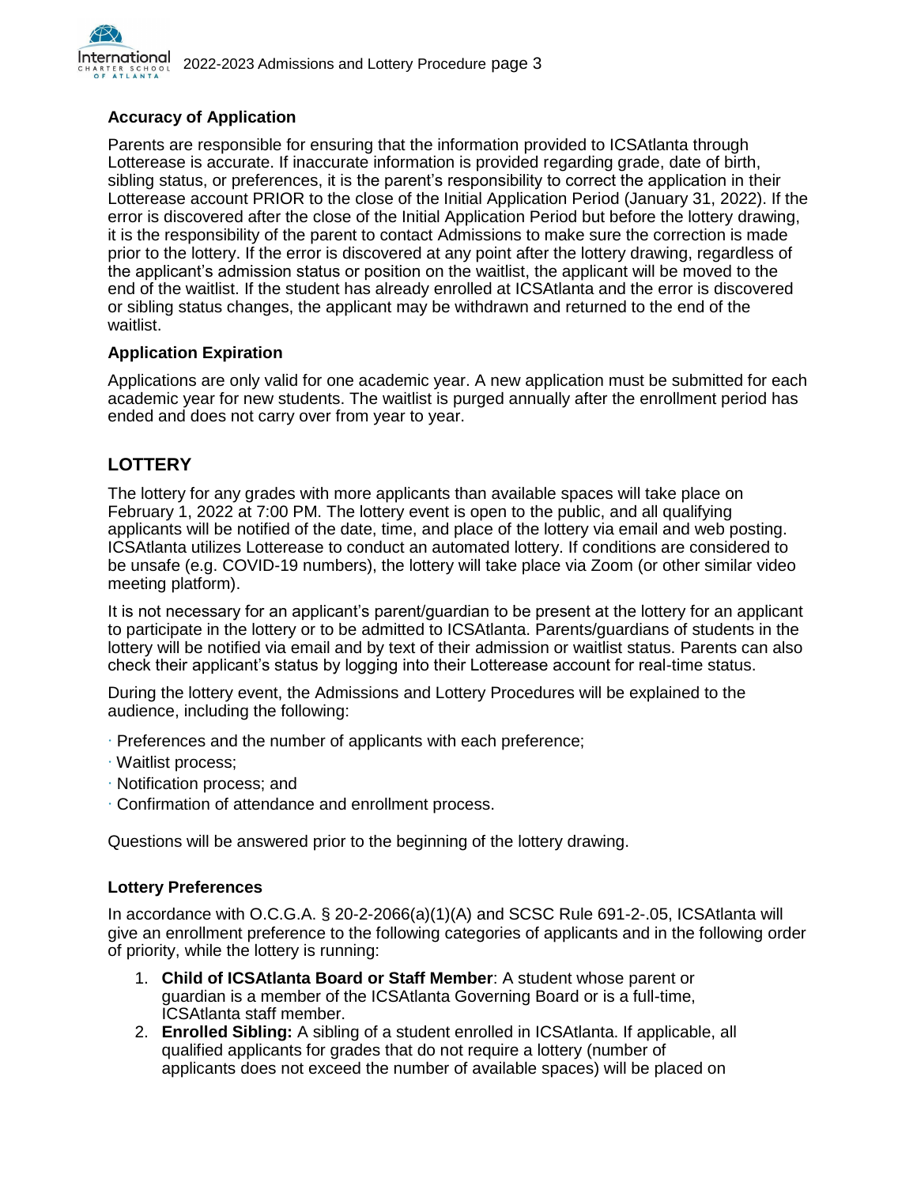### Accuracy of Application

Parents are responsible for ensuring that the information provided to ICSAtlanta through Lotterease is accurate. If inaccurate information is provided regarding grade, date of birth, sibling status, or preferences, it is the parent's responsibility to correct the application in their Lotterease account PRIOR to the close of the Initial Application Period (January 31, 2022). If the error is discovered after the close of the Initial Application Period but before the lottery drawing, it is the responsibility of the parent to contact Admissions to make sure the correction is made prior to the lottery. If the error is discovered at any point after the lottery drawing, regardless of the applicant's admission status or position on the waitlist, the applicant will be moved to the end of the waitlist. If the student has already enrolled at ICSAtlanta and the error is discovered or sibling status changes, the applicant may be withdrawn and returned to the end of the waitlist.

### Application Expiration

Applications are only valid for one academic year. A new application must be submitted for each academic year for new students. The waitlist is purged annually after the enrollment period has ended and does not carry over from year to year.

## LOTTERY

The lottery for any grades with more applicants than available spaces will take place on February 1, 2022 at 7:00 PM. The lottery event is open to the public, and all qualifying applicants will be notified of the date, time, and place of the lottery via email and web posting. ICSAtlanta utilizes Lotterease to conduct an automated lottery. If conditions are considered to be unsafe (e.g. COVID-19 numbers), the lottery will take place via Zoom (or other similar video meeting platform).

It is not necessary for an applicant's parent/guardian to be present at the lottery for an applicant to participate in the lottery or to be admitted to ICSAtlanta. Parents/guardians of students in the lottery will be notified via email and by text of their admission or waitlist status. Parents can also check their applicant's status by logging into their Lotterease account for real-time status.

During the lottery event, the Admissions and Lottery Procedures will be explained to the audience, including the following:

- Preferences and the number of applicants with each preference;
- Waitlist process;
- Notification process; and
- Confirmation of attendance and enrollment process.

Questions will be answered prior to the beginning of the lottery drawing.

### Lottery Preferences

In accordance with O.C.G.A. § 20-2-2066(a)(1)(A) and SCSC Rule 691-2-.05, ICSAtlanta will give an enrollment preference to the following categories of applicants and in the following order of priority, while the lottery is running:

1. **Child of ICSAtlanta Board or Staff Member**: A student whose parent or guardian is a member of the ICSAtlanta Governing Board or is a full-time, ICSAtlanta staff member.
2. **Enrolled Sibling:** A sibling of a student enrolled in ICSAtlanta. If applicable, all qualified applicants for grades that do not require a lottery (number of applicants does not exceed the number of available spaces) will be placed on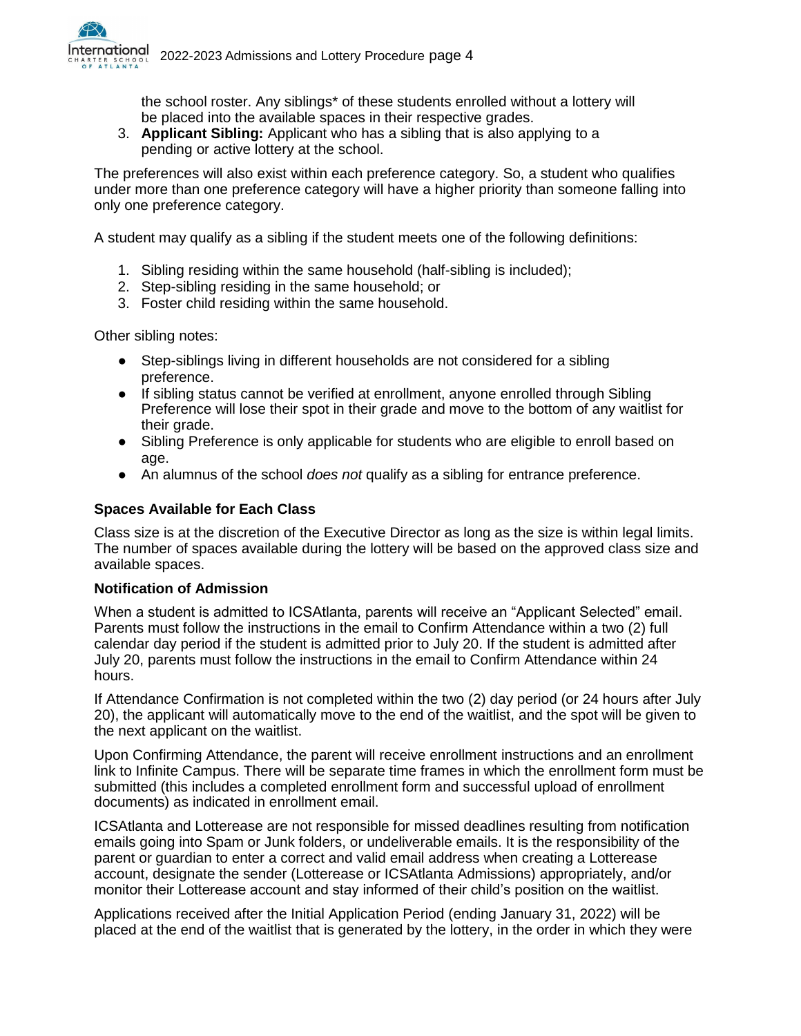the school roster. Any siblings* of these students enrolled without a lottery will be placed into the available spaces in their respective grades.

3. **Applicant Sibling:** Applicant who has a sibling that is also applying to a pending or active lottery at the school.

The preferences will also exist within each preference category. So, a student who qualifies under more than one preference category will have a higher priority than someone falling into only one preference category.

A student may qualify as a sibling if the student meets one of the following definitions:

1. Sibling residing within the same household (half-sibling is included);
2. Step-sibling residing in the same household; or
3. Foster child residing within the same household.

Other sibling notes:

- Step-siblings living in different households are not considered for a sibling preference.
- If sibling status cannot be verified at enrollment, anyone enrolled through Sibling Preference will lose their spot in their grade and move to the bottom of any waitlist for their grade.
- Sibling Preference is only applicable for students who are eligible to enroll based on age.
- An alumnus of the school *does not* qualify as a sibling for entrance preference.

### Spaces Available for Each Class

Class size is at the discretion of the Executive Director as long as the size is within legal limits. The number of spaces available during the lottery will be based on the approved class size and available spaces.

### Notification of Admission

When a student is admitted to ICSAtlanta, parents will receive an "Applicant Selected" email. Parents must follow the instructions in the email to Confirm Attendance within a two (2) full calendar day period if the student is admitted prior to July 20. If the student is admitted after July 20, parents must follow the instructions in the email to Confirm Attendance within 24 hours.

If Attendance Confirmation is not completed within the two (2) day period (or 24 hours after July 20), the applicant will automatically move to the end of the waitlist, and the spot will be given to the next applicant on the waitlist.

Upon Confirming Attendance, the parent will receive enrollment instructions and an enrollment link to Infinite Campus. There will be separate time frames in which the enrollment form must be submitted (this includes a completed enrollment form and successful upload of enrollment documents) as indicated in enrollment email.

ICSAtlanta and Lotterease are not responsible for missed deadlines resulting from notification emails going into Spam or Junk folders, or undeliverable emails. It is the responsibility of the parent or guardian to enter a correct and valid email address when creating a Lotterease account, designate the sender (Lotterease or ICSAtlanta Admissions) appropriately, and/or monitor their Lotterease account and stay informed of their child's position on the waitlist.

Applications received after the Initial Application Period (ending January 31, 2022) will be placed at the end of the waitlist that is generated by the lottery, in the order in which they were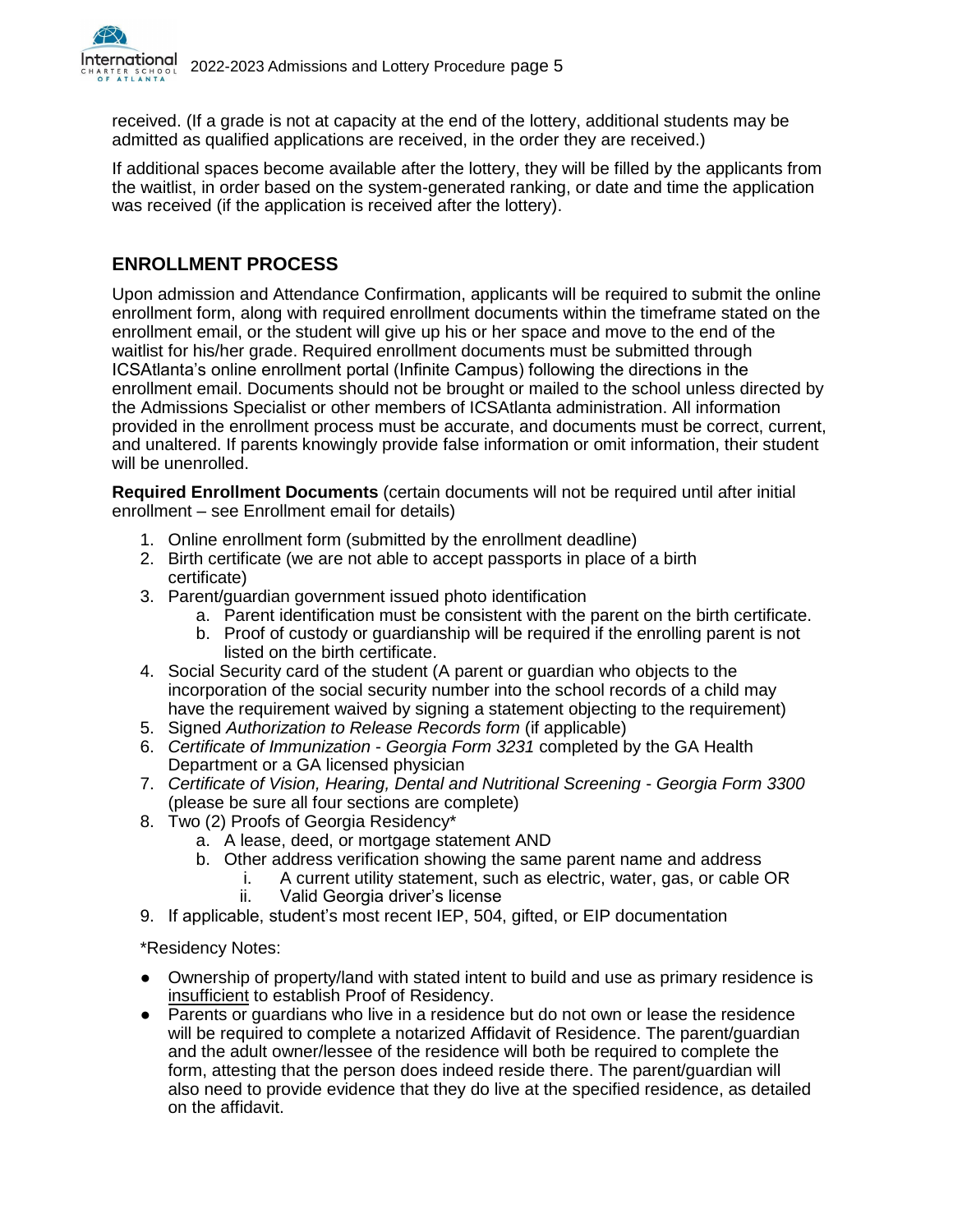received. (If a grade is not at capacity at the end of the lottery, additional students may be admitted as qualified applications are received, in the order they are received.)

If additional spaces become available after the lottery, they will be filled by the applicants from the waitlist, in order based on the system-generated ranking, or date and time the application was received (if the application is received after the lottery).

## ENROLLMENT PROCESS

Upon admission and Attendance Confirmation, applicants will be required to submit the online enrollment form, along with required enrollment documents within the timeframe stated on the enrollment email, or the student will give up his or her space and move to the end of the waitlist for his/her grade. Required enrollment documents must be submitted through ICSAtlanta's online enrollment portal (Infinite Campus) following the directions in the enrollment email. Documents should not be brought or mailed to the school unless directed by the Admissions Specialist or other members of ICSAtlanta administration. All information provided in the enrollment process must be accurate, and documents must be correct, current, and unaltered. If parents knowingly provide false information or omit information, their student will be unenrolled.

**Required Enrollment Documents** (certain documents will not be required until after initial enrollment – see Enrollment email for details)

1. Online enrollment form (submitted by the enrollment deadline)
2. Birth certificate (we are not able to accept passports in place of a birth certificate)
3. Parent/guardian government issued photo identification
   a. Parent identification must be consistent with the parent on the birth certificate.
   b. Proof of custody or guardianship will be required if the enrolling parent is not listed on the birth certificate.
4. Social Security card of the student (A parent or guardian who objects to the incorporation of the social security number into the school records of a child may have the requirement waived by signing a statement objecting to the requirement)
5. Signed *Authorization to Release Records form* (if applicable)
6. *Certificate of Immunization - Georgia Form 3231* completed by the GA Health Department or a GA licensed physician
7. *Certificate of Vision, Hearing, Dental and Nutritional Screening - Georgia Form 3300* (please be sure all four sections are complete)
8. Two (2) Proofs of Georgia Residency*
   a. A lease, deed, or mortgage statement AND
   b. Other address verification showing the same parent name and address
      i. A current utility statement, such as electric, water, gas, or cable OR
      ii. Valid Georgia driver's license
9. If applicable, student's most recent IEP, 504, gifted, or EIP documentation

*Residency Notes:

- Ownership of property/land with stated intent to build and use as primary residence is <u>insufficient</u> to establish Proof of Residency.
- Parents or guardians who live in a residence but do not own or lease the residence will be required to complete a notarized Affidavit of Residence. The parent/guardian and the adult owner/lessee of the residence will both be required to complete the form, attesting that the person does indeed reside there. The parent/guardian will also need to provide evidence that they do live at the specified residence, as detailed on the affidavit.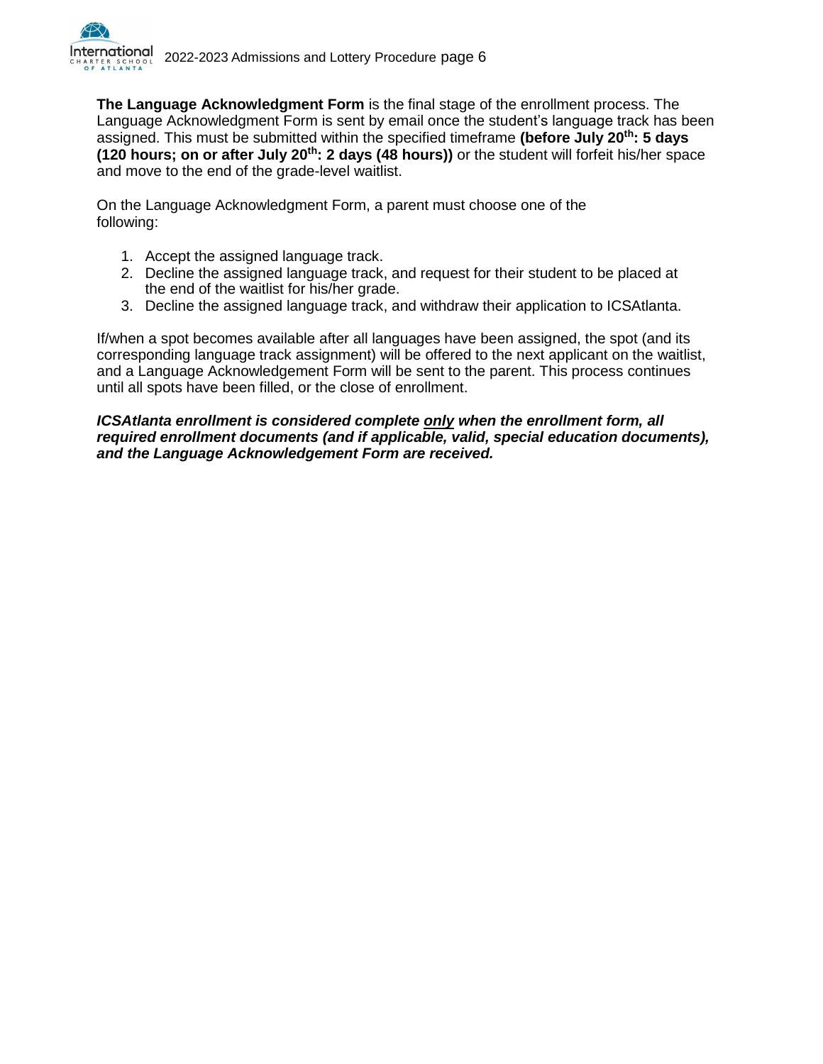**The Language Acknowledgment Form** is the final stage of the enrollment process. The Language Acknowledgment Form is sent by email once the student's language track has been assigned. This must be submitted within the specified timeframe **(before July 20th: 5 days (120 hours; on or after July 20th: 2 days (48 hours))** or the student will forfeit his/her space and move to the end of the grade-level waitlist.

On the Language Acknowledgment Form, a parent must choose one of the following:

1. Accept the assigned language track.
2. Decline the assigned language track, and request for their student to be placed at the end of the waitlist for his/her grade.
3. Decline the assigned language track, and withdraw their application to ICSAtlanta.

If/when a spot becomes available after all languages have been assigned, the spot (and its corresponding language track assignment) will be offered to the next applicant on the waitlist, and a Language Acknowledgement Form will be sent to the parent. This process continues until all spots have been filled, or the close of enrollment.

***ICSAtlanta enrollment is considered complete <u>only</u> when the enrollment form, all required enrollment documents (and if applicable, valid, special education documents), and the Language Acknowledgement Form are received.***